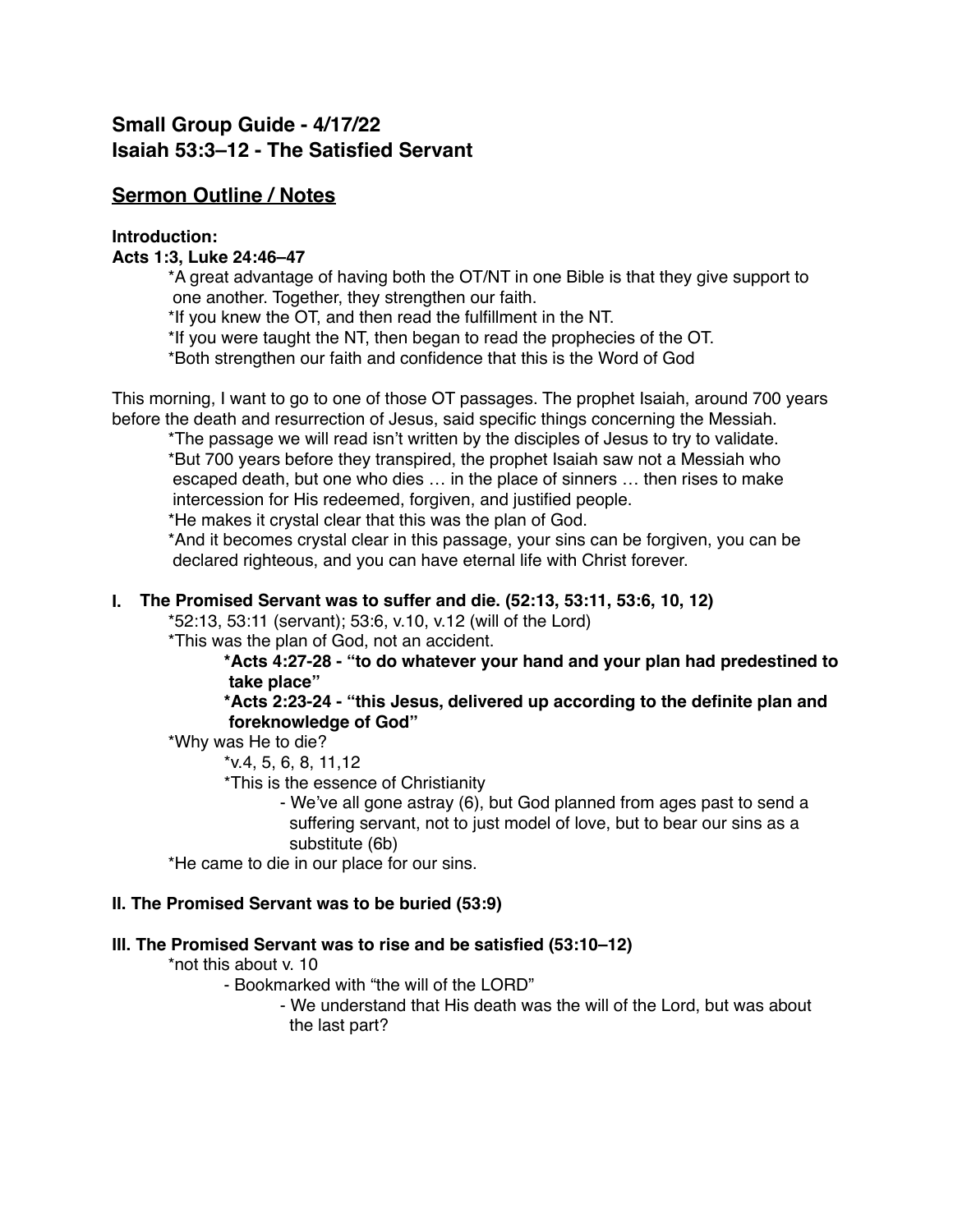# Small Group Guide - 4/17/22
# Isaiah 53:3–12 - The Satisfied Servant

## Sermon Outline / Notes

**Introduction:**
**Acts 1:3, Luke 24:46–47**

*A great advantage of having both the OT/NT in one Bible is that they give support to one another. Together, they strengthen our faith.
*If you knew the OT, and then read the fulfillment in the NT.
*If you were taught the NT, then began to read the prophecies of the OT.
*Both strengthen our faith and confidence that this is the Word of God

This morning, I want to go to one of those OT passages. The prophet Isaiah, around 700 years before the death and resurrection of Jesus, said specific things concerning the Messiah.

*The passage we will read isn't written by the disciples of Jesus to try to validate.
*But 700 years before they transpired, the prophet Isaiah saw not a Messiah who escaped death, but one who dies … in the place of sinners … then rises to make intercession for His redeemed, forgiven, and justified people.
*He makes it crystal clear that this was the plan of God.
*And it becomes crystal clear in this passage, your sins can be forgiven, you can be declared righteous, and you can have eternal life with Christ forever.

### I. The Promised Servant was to suffer and die. (52:13, 53:11, 53:6, 10, 12)

*52:13, 53:11 (servant); 53:6, v.10, v.12 (will of the Lord)
*This was the plan of God, not an accident.

> **\*Acts 4:27-28 - "to do whatever your hand and your plan had predestined to take place"**
> **\*Acts 2:23-24 - "this Jesus, delivered up according to the definite plan and foreknowledge of God"**

*Why was He to die?

- *v.4, 5, 6, 8, 11,12
- *This is the essence of Christianity
  - We've all gone astray (6), but God planned from ages past to send a suffering servant, not to just model of love, but to bear our sins as a substitute (6b)

*He came to die in our place for our sins.

### II. The Promised Servant was to be buried (53:9)

### III. The Promised Servant was to rise and be satisfied (53:10–12)

*not this about v. 10

- Bookmarked with "the will of the LORD"
  - We understand that His death was the will of the Lord, but was about the last part?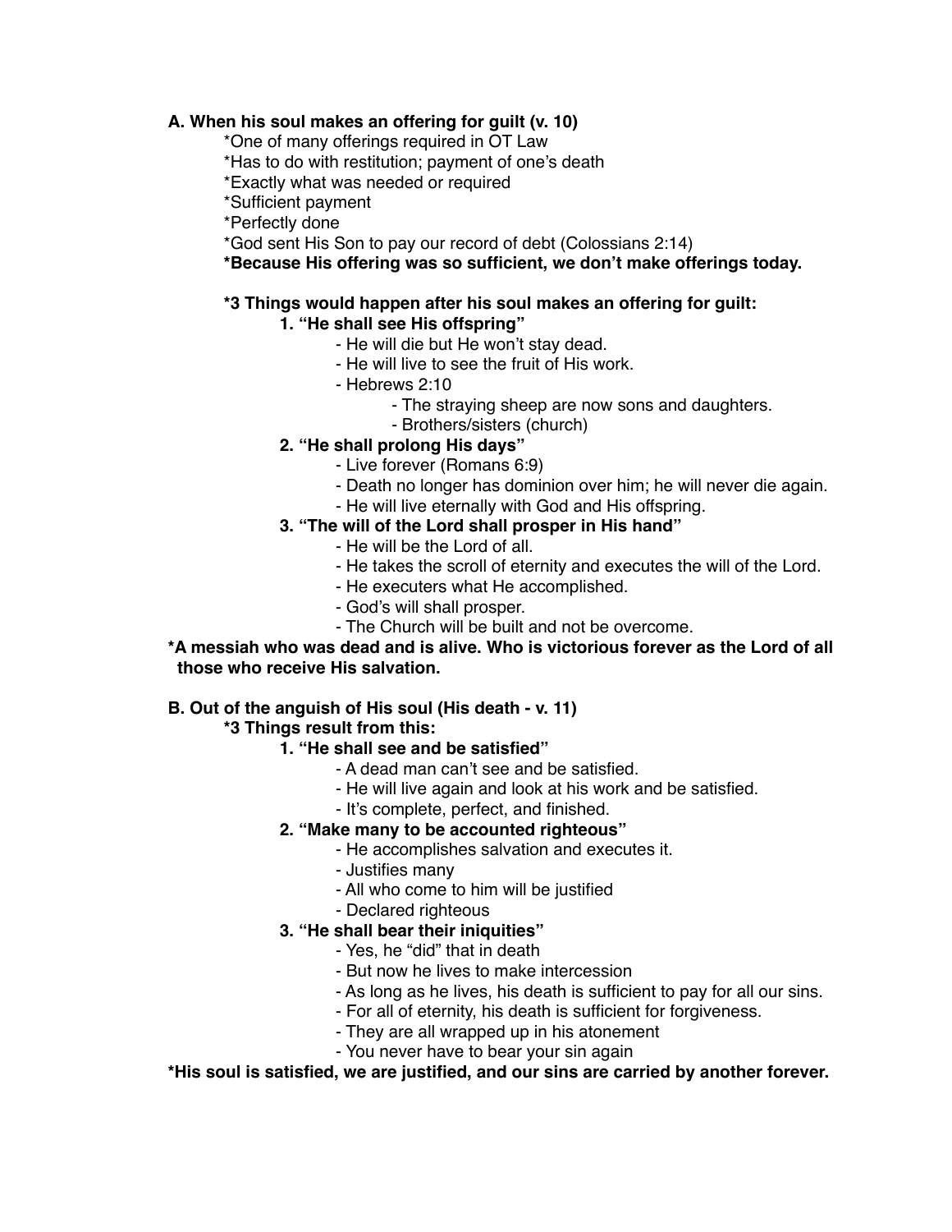**A. When his soul makes an offering for guilt (v. 10)**

*One of many offerings required in OT Law
*Has to do with restitution; payment of one's death
*Exactly what was needed or required
*Sufficient payment
*Perfectly done
*God sent His Son to pay our record of debt (Colossians 2:14)
**\*Because His offering was so sufficient, we don't make offerings today.**

**\*3 Things would happen after his soul makes an offering for guilt:**

1. **"He shall see His offspring"**
    - He will die but He won't stay dead.
    - He will live to see the fruit of His work.
    - Hebrews 2:10
        - The straying sheep are now sons and daughters.
        - Brothers/sisters (church)
2. **"He shall prolong His days"**
    - Live forever (Romans 6:9)
    - Death no longer has dominion over him; he will never die again.
    - He will live eternally with God and His offspring.
3. **"The will of the Lord shall prosper in His hand"**
    - He will be the Lord of all.
    - He takes the scroll of eternity and executes the will of the Lord.
    - He executers what He accomplished.
    - God's will shall prosper.
    - The Church will be built and not be overcome.

**\*A messiah who was dead and is alive. Who is victorious forever as the Lord of all those who receive His salvation.**

**B. Out of the anguish of His soul (His death - v. 11)**

**\*3 Things result from this:**

1. **"He shall see and be satisfied"**
    - A dead man can't see and be satisfied.
    - He will live again and look at his work and be satisfied.
    - It's complete, perfect, and finished.
2. **"Make many to be accounted righteous"**
    - He accomplishes salvation and executes it.
    - Justifies many
    - All who come to him will be justified
    - Declared righteous
3. **"He shall bear their iniquities"**
    - Yes, he "did" that in death
    - But now he lives to make intercession
    - As long as he lives, his death is sufficient to pay for all our sins.
    - For all of eternity, his death is sufficient for forgiveness.
    - They are all wrapped up in his atonement
    - You never have to bear your sin again

**\*His soul is satisfied, we are justified, and our sins are carried by another forever.**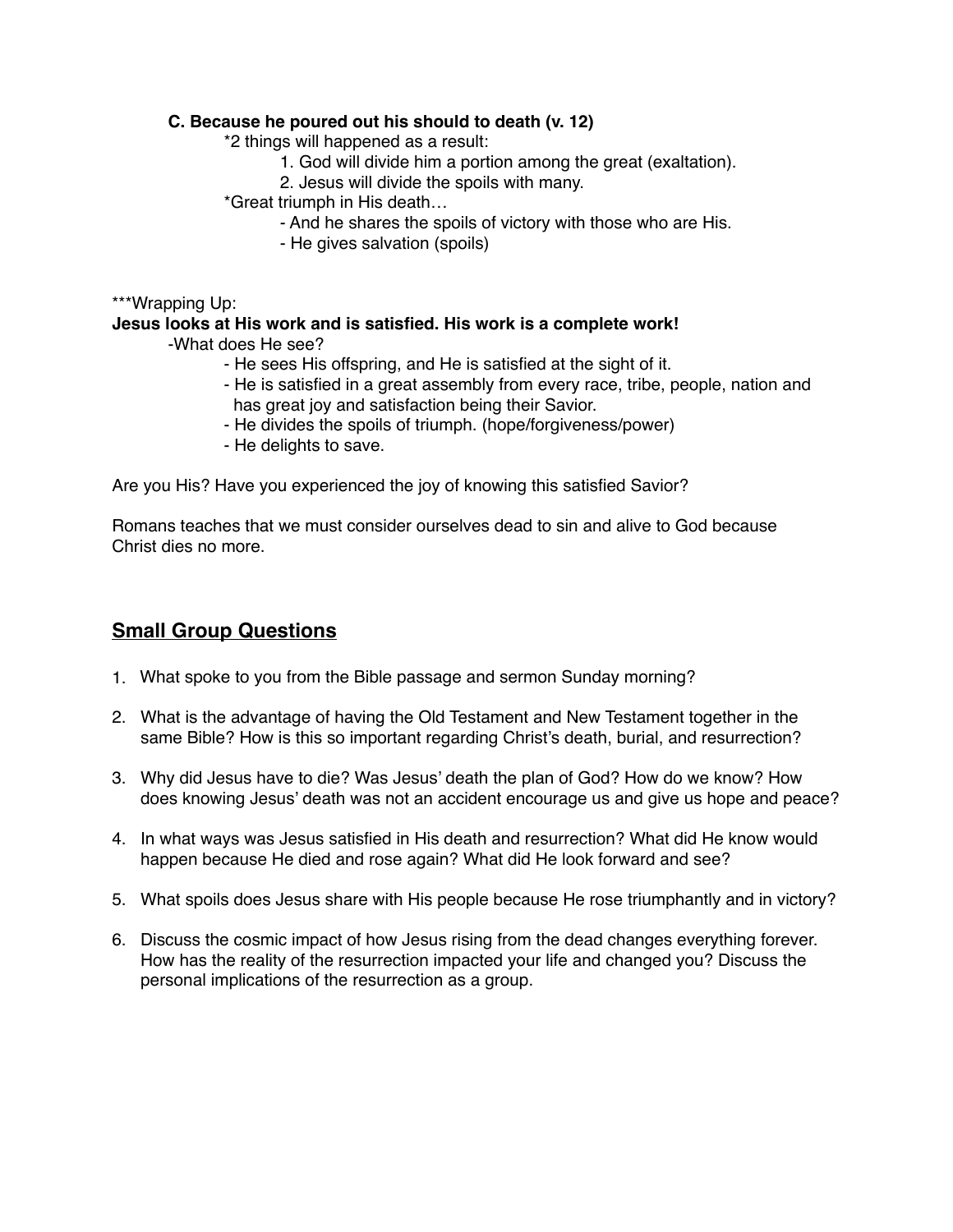**C. Because he poured out his should to death (v. 12)**

*2 things will happened as a result:

1. God will divide him a portion among the great (exaltation).
2. Jesus will divide the spoils with many.

*Great triumph in His death…

- And he shares the spoils of victory with those who are His.
- He gives salvation (spoils)

***Wrapping Up:

**Jesus looks at His work and is satisfied. His work is a complete work!**

-What does He see?

- He sees His offspring, and He is satisfied at the sight of it.
- He is satisfied in a great assembly from every race, tribe, people, nation and has great joy and satisfaction being their Savior.
- He divides the spoils of triumph. (hope/forgiveness/power)
- He delights to save.

Are you His? Have you experienced the joy of knowing this satisfied Savior?

Romans teaches that we must consider ourselves dead to sin and alive to God because Christ dies no more.

## Small Group Questions

1. What spoke to you from the Bible passage and sermon Sunday morning?
2. What is the advantage of having the Old Testament and New Testament together in the same Bible? How is this so important regarding Christ's death, burial, and resurrection?
3. Why did Jesus have to die? Was Jesus' death the plan of God? How do we know? How does knowing Jesus' death was not an accident encourage us and give us hope and peace?
4. In what ways was Jesus satisfied in His death and resurrection? What did He know would happen because He died and rose again? What did He look forward and see?
5. What spoils does Jesus share with His people because He rose triumphantly and in victory?
6. Discuss the cosmic impact of how Jesus rising from the dead changes everything forever. How has the reality of the resurrection impacted your life and changed you? Discuss the personal implications of the resurrection as a group.